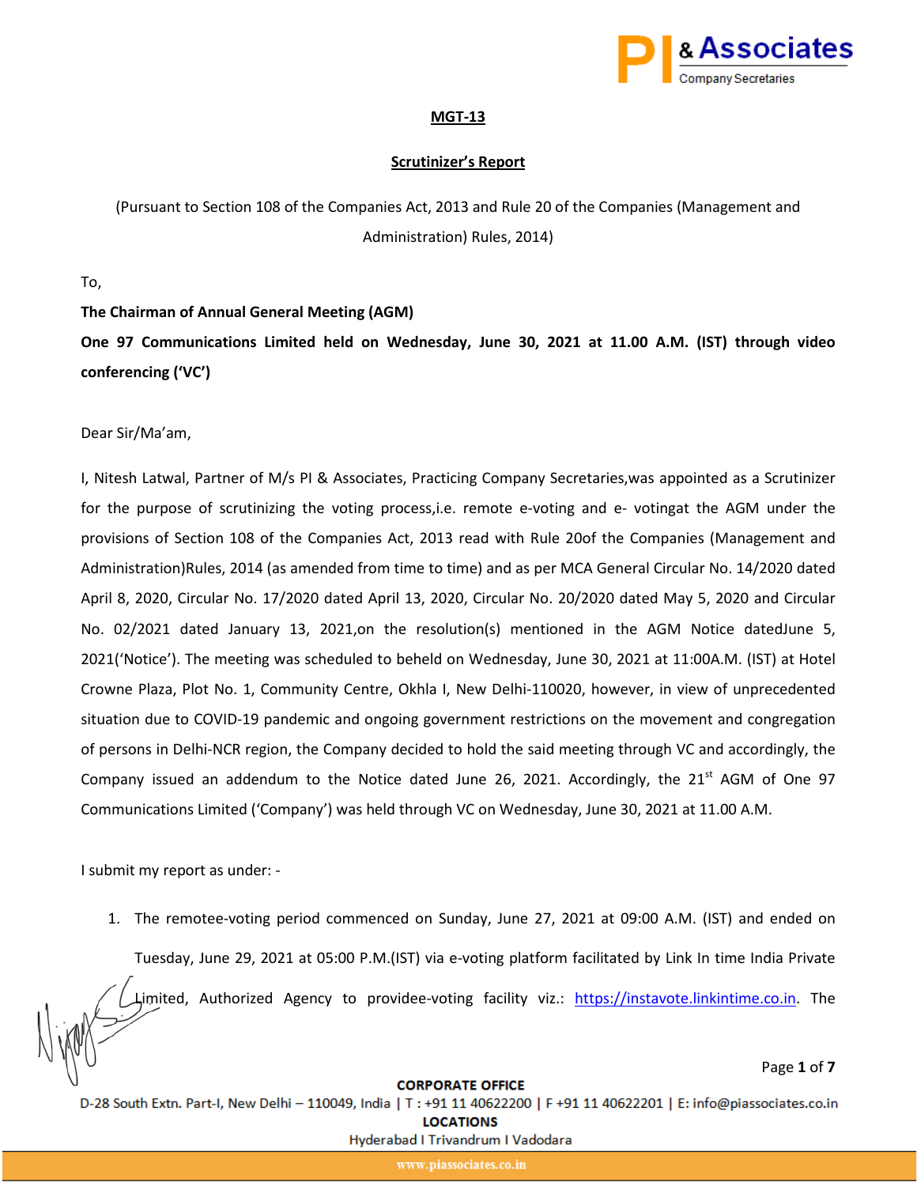# MGT-13

## Scrutinizer's Report

(Pursuant to Section 108 of the Companies Act, 2013 and Rule 20 of the Companies (Management and Administration) Rules, 2014)

To,

**The Chairman of Annual General Meeting (AGM)**

**One 97 Communications Limited held on Wednesday, June 30, 2021 at 11.00 A.M. (IST) through video conferencing ('VC')**

Dear Sir/Ma'am,

I, Nitesh Latwal, Partner of M/s PI & Associates, Practicing Company Secretaries,was appointed as a Scrutinizer for the purpose of scrutinizing the voting process,i.e. remote e-voting and e- votingat the AGM under the provisions of Section 108 of the Companies Act, 2013 read with Rule 20of the Companies (Management and Administration)Rules, 2014 (as amended from time to time) and as per MCA General Circular No. 14/2020 dated April 8, 2020, Circular No. 17/2020 dated April 13, 2020, Circular No. 20/2020 dated May 5, 2020 and Circular No. 02/2021 dated January 13, 2021,on the resolution(s) mentioned in the AGM Notice datedJune 5, 2021('Notice'). The meeting was scheduled to beheld on Wednesday, June 30, 2021 at 11:00A.M. (IST) at Hotel Crowne Plaza, Plot No. 1, Community Centre, Okhla I, New Delhi-110020, however, in view of unprecedented situation due to COVID-19 pandemic and ongoing government restrictions on the movement and congregation of persons in Delhi-NCR region, the Company decided to hold the said meeting through VC and accordingly, the Company issued an addendum to the Notice dated June 26, 2021. Accordingly, the 21st AGM of One 97 Communications Limited ('Company') was held through VC on Wednesday, June 30, 2021 at 11.00 A.M.

I submit my report as under: -

1. The remotee-voting period commenced on Sunday, June 27, 2021 at 09:00 A.M. (IST) and ended on Tuesday, June 29, 2021 at 05:00 P.M.(IST) via e-voting platform facilitated by Link In time India Private Limited, Authorized Agency to providee-voting facility viz.: https://instavote.linkintime.co.in. The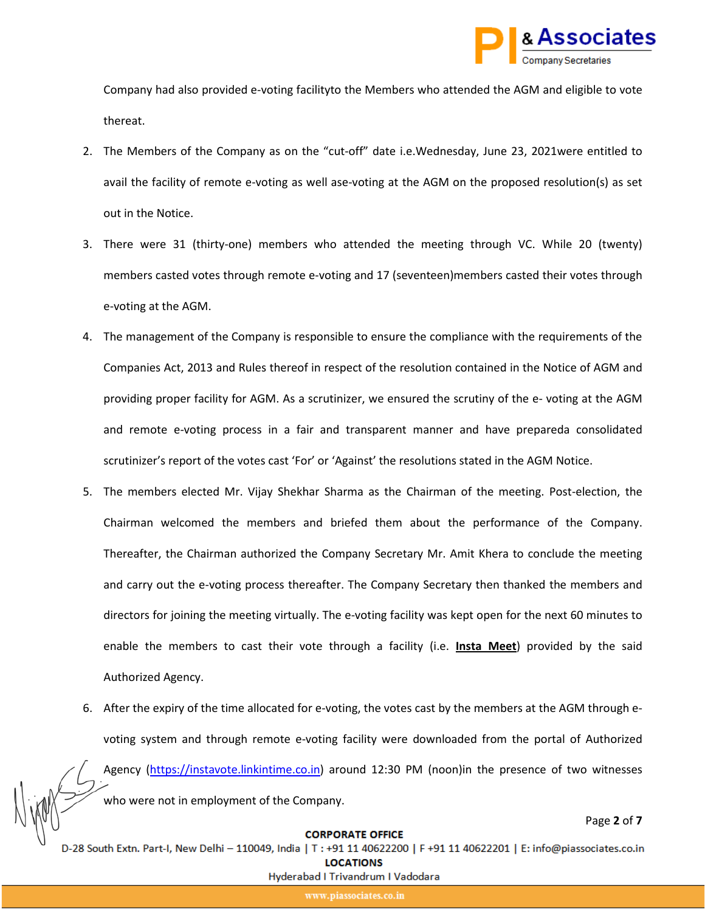Company had also provided e-voting facilityto the Members who attended the AGM and eligible to vote thereat.

2. The Members of the Company as on the "cut-off" date i.e.Wednesday, June 23, 2021were entitled to avail the facility of remote e-voting as well ase-voting at the AGM on the proposed resolution(s) as set out in the Notice.

3. There were 31 (thirty-one) members who attended the meeting through VC. While 20 (twenty) members casted votes through remote e-voting and 17 (seventeen)members casted their votes through e-voting at the AGM.

4. The management of the Company is responsible to ensure the compliance with the requirements of the Companies Act, 2013 and Rules thereof in respect of the resolution contained in the Notice of AGM and providing proper facility for AGM. As a scrutinizer, we ensured the scrutiny of the e- voting at the AGM and remote e-voting process in a fair and transparent manner and have prepareda consolidated scrutinizer's report of the votes cast 'For' or 'Against' the resolutions stated in the AGM Notice.

5. The members elected Mr. Vijay Shekhar Sharma as the Chairman of the meeting. Post-election, the Chairman welcomed the members and briefed them about the performance of the Company. Thereafter, the Chairman authorized the Company Secretary Mr. Amit Khera to conclude the meeting and carry out the e-voting process thereafter. The Company Secretary then thanked the members and directors for joining the meeting virtually. The e-voting facility was kept open for the next 60 minutes to enable the members to cast their vote through a facility (i.e. **Insta Meet**) provided by the said Authorized Agency.

6. After the expiry of the time allocated for e-voting, the votes cast by the members at the AGM through e-voting system and through remote e-voting facility were downloaded from the portal of Authorized Agency (https://instavote.linkintime.co.in) around 12:30 PM (noon)in the presence of two witnesses who were not in employment of the Company.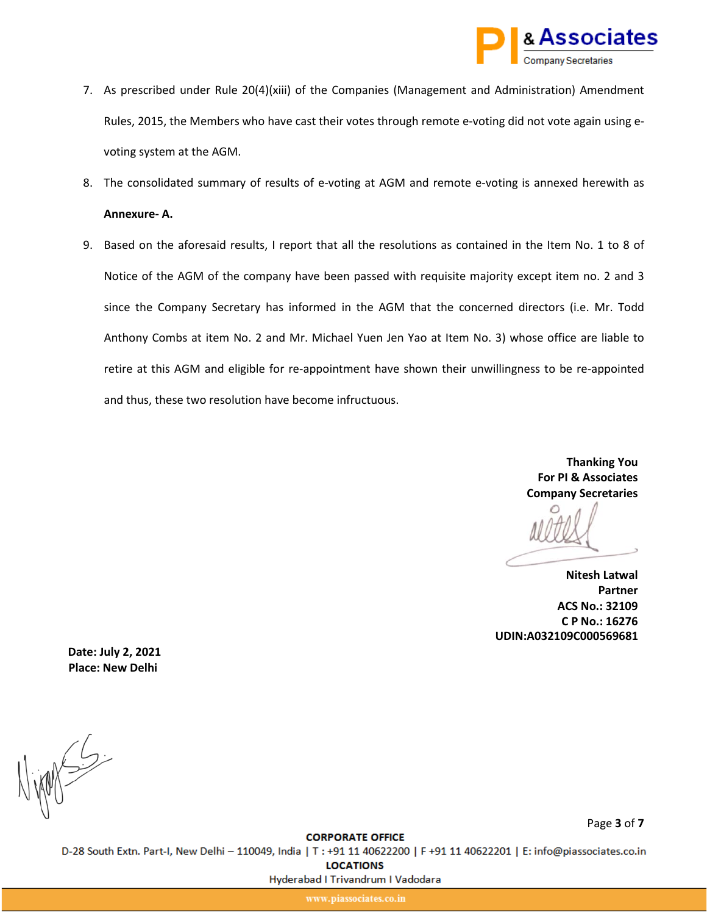7. As prescribed under Rule 20(4)(xiii) of the Companies (Management and Administration) Amendment Rules, 2015, the Members who have cast their votes through remote e-voting did not vote again using e-voting system at the AGM.

8. The consolidated summary of results of e-voting at AGM and remote e-voting is annexed herewith as **Annexure- A.**

9. Based on the aforesaid results, I report that all the resolutions as contained in the Item No. 1 to 8 of Notice of the AGM of the company have been passed with requisite majority except item no. 2 and 3 since the Company Secretary has informed in the AGM that the concerned directors (i.e. Mr. Todd Anthony Combs at item No. 2 and Mr. Michael Yuen Jen Yao at Item No. 3) whose office are liable to retire at this AGM and eligible for re-appointment have shown their unwillingness to be re-appointed and thus, these two resolution have become infructuous.

**Thanking You**
**For PI & Associates**
**Company Secretaries**

**Nitesh Latwal**
**Partner**
**ACS No.: 32109**
**C P No.: 16276**
**UDIN:A032109C000569681**

**Date: July 2, 2021**
**Place: New Delhi**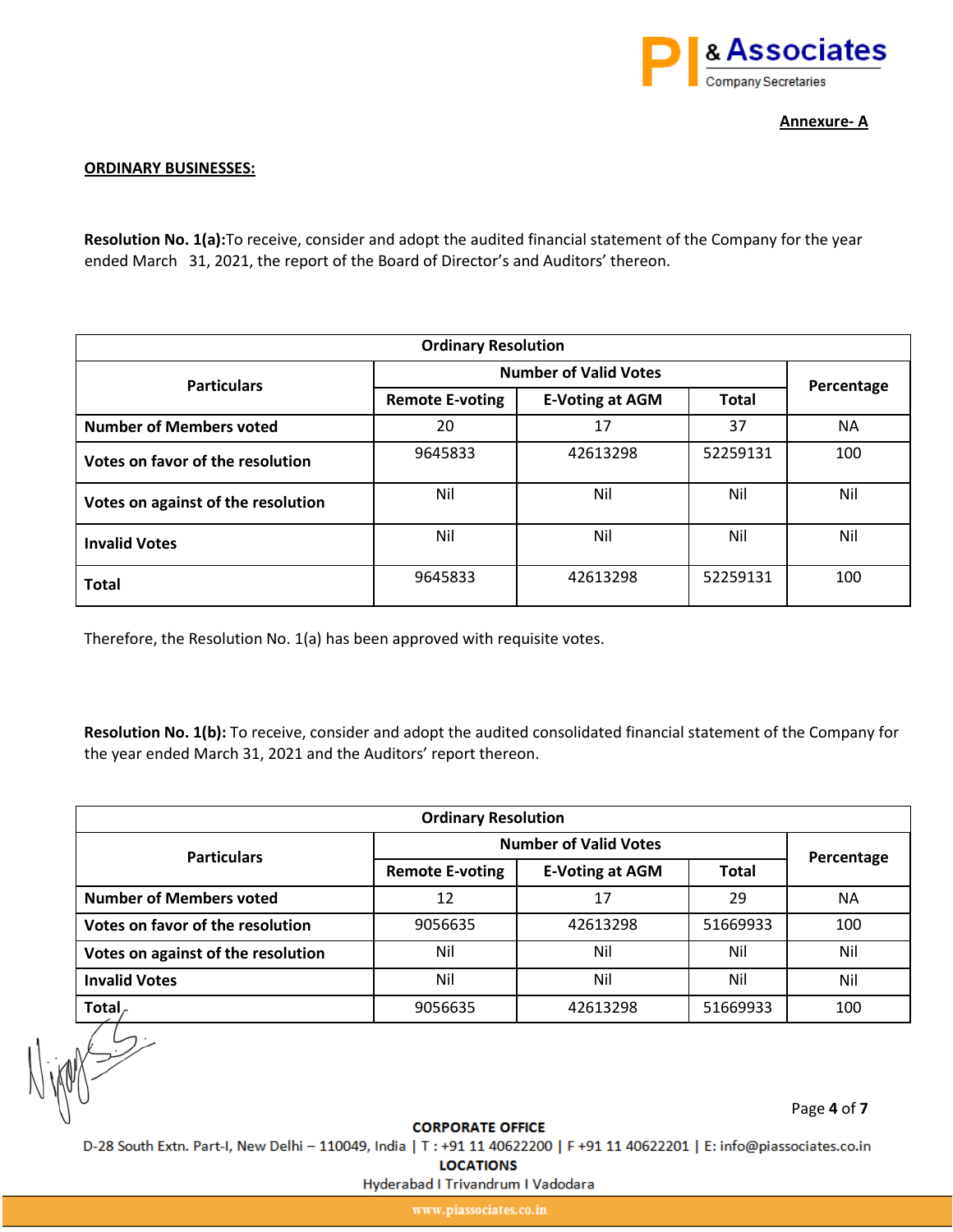**Annexure- A**

**ORDINARY BUSINESSES:**

**Resolution No. 1(a):**To receive, consider and adopt the audited financial statement of the Company for the year ended March 31, 2021, the report of the Board of Director's and Auditors' thereon.

| Ordinary Resolution | | | | |
|---|---|---|---|---|
| **Particulars** | **Number of Valid Votes** | | | **Percentage** |
| | **Remote E-voting** | **E-Voting at AGM** | **Total** | |
| **Number of Members voted** | 20 | 17 | 37 | NA |
| **Votes on favor of the resolution** | 9645833 | 42613298 | 52259131 | 100 |
| **Votes on against of the resolution** | Nil | Nil | Nil | Nil |
| **Invalid Votes** | Nil | Nil | Nil | Nil |
| **Total** | 9645833 | 42613298 | 52259131 | 100 |

Therefore, the Resolution No. 1(a) has been approved with requisite votes.

**Resolution No. 1(b):** To receive, consider and adopt the audited consolidated financial statement of the Company for the year ended March 31, 2021 and the Auditors' report thereon.

| Ordinary Resolution | | | | |
|---|---|---|---|---|
| **Particulars** | **Number of Valid Votes** | | | **Percentage** |
| | **Remote E-voting** | **E-Voting at AGM** | **Total** | |
| **Number of Members voted** | 12 | 17 | 29 | NA |
| **Votes on favor of the resolution** | 9056635 | 42613298 | 51669933 | 100 |
| **Votes on against of the resolution** | Nil | Nil | Nil | Nil |
| **Invalid Votes** | Nil | Nil | Nil | Nil |
| **Total** | 9056635 | 42613298 | 51669933 | 100 |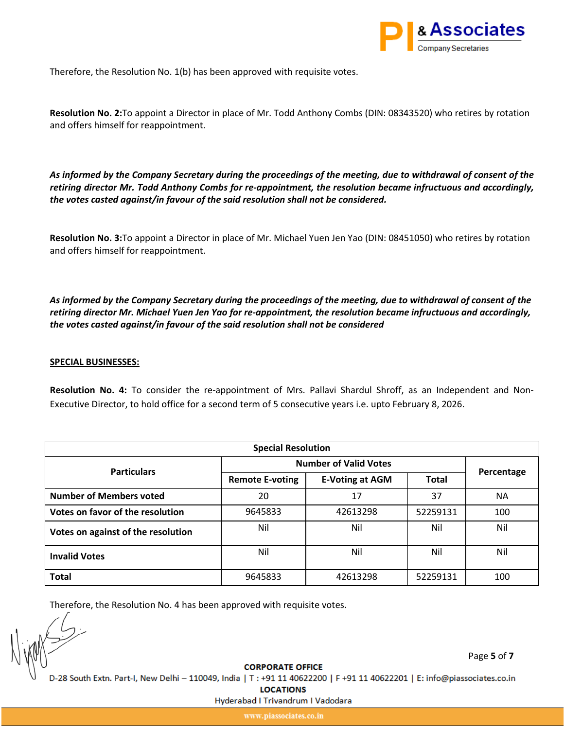Therefore, the Resolution No. 1(b) has been approved with requisite votes.

**Resolution No. 2:**To appoint a Director in place of Mr. Todd Anthony Combs (DIN: 08343520) who retires by rotation and offers himself for reappointment.

***As informed by the Company Secretary during the proceedings of the meeting, due to withdrawal of consent of the retiring director Mr. Todd Anthony Combs for re-appointment, the resolution became infructuous and accordingly, the votes casted against/in favour of the said resolution shall not be considered.***

**Resolution No. 3:**To appoint a Director in place of Mr. Michael Yuen Jen Yao (DIN: 08451050) who retires by rotation and offers himself for reappointment.

***As informed by the Company Secretary during the proceedings of the meeting, due to withdrawal of consent of the retiring director Mr. Michael Yuen Jen Yao for re-appointment, the resolution became infructuous and accordingly, the votes casted against/in favour of the said resolution shall not be considered***

**SPECIAL BUSINESSES:**

**Resolution No. 4:** To consider the re-appointment of Mrs. Pallavi Shardul Shroff, as an Independent and Non-Executive Director, to hold office for a second term of 5 consecutive years i.e. upto February 8, 2026.

| Special Resolution | | | | |
|---|---|---|---|---|
| **Particulars** | **Number of Valid Votes** | | | **Percentage** |
| | **Remote E-voting** | **E-Voting at AGM** | **Total** | |
| **Number of Members voted** | 20 | 17 | 37 | NA |
| **Votes on favor of the resolution** | 9645833 | 42613298 | 52259131 | 100 |
| **Votes on against of the resolution** | Nil | Nil | Nil | Nil |
| **Invalid Votes** | Nil | Nil | Nil | Nil |
| **Total** | 9645833 | 42613298 | 52259131 | 100 |

Therefore, the Resolution No. 4 has been approved with requisite votes.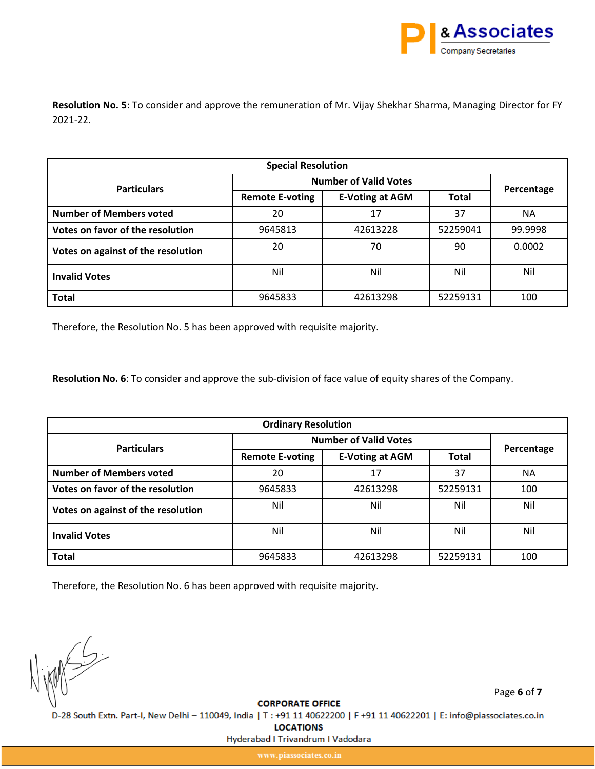**Resolution No. 5**: To consider and approve the remuneration of Mr. Vijay Shekhar Sharma, Managing Director for FY 2021-22.

| Special Resolution | | | | |
|---|---|---|---|---|
| Particulars | Number of Valid Votes | | | Percentage |
| | Remote E-voting | E-Voting at AGM | Total | |
| Number of Members voted | 20 | 17 | 37 | NA |
| Votes on favor of the resolution | 9645813 | 42613228 | 52259041 | 99.9998 |
| Votes on against of the resolution | 20 | 70 | 90 | 0.0002 |
| Invalid Votes | Nil | Nil | Nil | Nil |
| Total | 9645833 | 42613298 | 52259131 | 100 |

Therefore, the Resolution No. 5 has been approved with requisite majority.

**Resolution No. 6**: To consider and approve the sub-division of face value of equity shares of the Company.

| Ordinary Resolution | | | | |
|---|---|---|---|---|
| Particulars | Number of Valid Votes | | | Percentage |
| | Remote E-voting | E-Voting at AGM | Total | |
| Number of Members voted | 20 | 17 | 37 | NA |
| Votes on favor of the resolution | 9645833 | 42613298 | 52259131 | 100 |
| Votes on against of the resolution | Nil | Nil | Nil | Nil |
| Invalid Votes | Nil | Nil | Nil | Nil |
| Total | 9645833 | 42613298 | 52259131 | 100 |

Therefore, the Resolution No. 6 has been approved with requisite majority.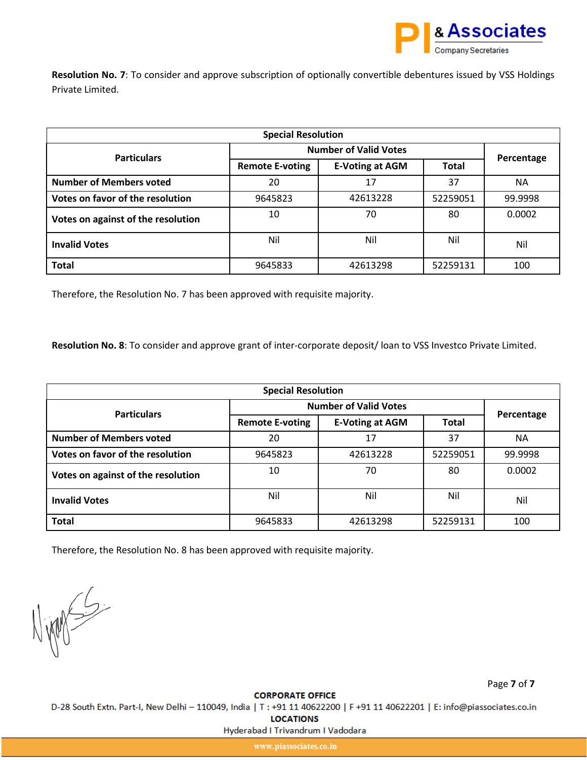**Resolution No. 7**: To consider and approve subscription of optionally convertible debentures issued by VSS Holdings Private Limited.

| Special Resolution | | | | |
|---|---|---|---|---|
| Particulars | Number of Valid Votes | | | Percentage |
| | Remote E-voting | E-Voting at AGM | Total | |
| **Number of Members voted** | 20 | 17 | 37 | NA |
| **Votes on favor of the resolution** | 9645823 | 42613228 | 52259051 | 99.9998 |
| **Votes on against of the resolution** | 10 | 70 | 80 | 0.0002 |
| **Invalid Votes** | Nil | Nil | Nil | Nil |
| **Total** | 9645833 | 42613298 | 52259131 | 100 |

Therefore, the Resolution No. 7 has been approved with requisite majority.

**Resolution No. 8**: To consider and approve grant of inter-corporate deposit/ loan to VSS Investco Private Limited.

| Special Resolution | | | | |
|---|---|---|---|---|
| Particulars | Number of Valid Votes | | | Percentage |
| | Remote E-voting | E-Voting at AGM | Total | |
| **Number of Members voted** | 20 | 17 | 37 | NA |
| **Votes on favor of the resolution** | 9645823 | 42613228 | 52259051 | 99.9998 |
| **Votes on against of the resolution** | 10 | 70 | 80 | 0.0002 |
| **Invalid Votes** | Nil | Nil | Nil | Nil |
| **Total** | 9645833 | 42613298 | 52259131 | 100 |

Therefore, the Resolution No. 8 has been approved with requisite majority.